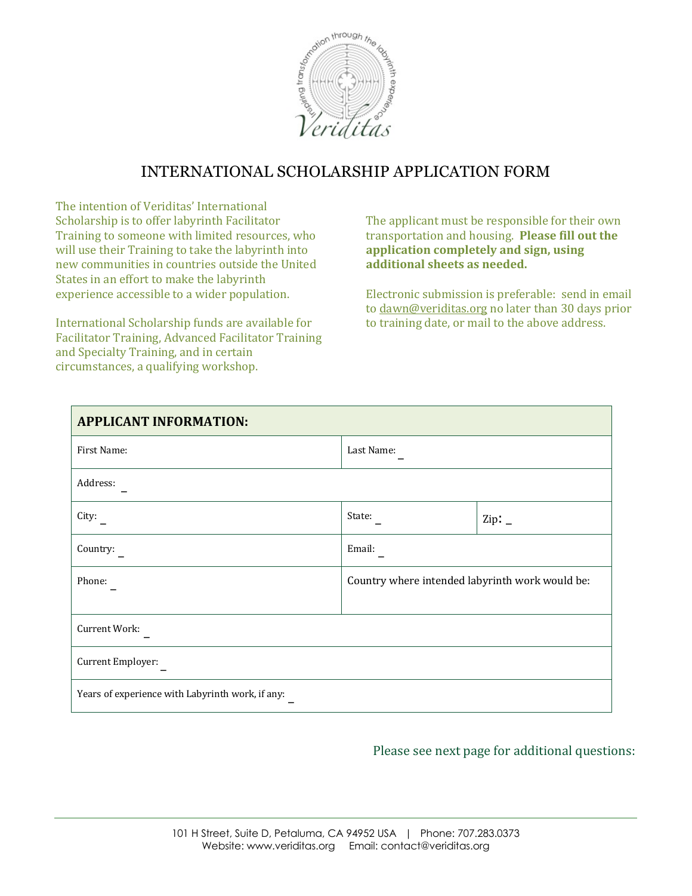# INTERNATIONAL SCHOLARSHIP APPLICATION FORM

The intention of Veriditas' International Scholarship is to offer labyrinth Facilitator Training to someone with limited resources, who will use their Training to take the labyrinth into new communities in countries outside the United States in an effort to make the labyrinth experience accessible to a wider population.

International Scholarship funds are available for Facilitator Training, Advanced Facilitator Training and Specialty Training, and in certain circumstances, a qualifying workshop.

The applicant must be responsible for their own transportation and housing. **Please fill out the application completely and sign, using additional sheets as needed.**

Electronic submission is preferable: send in email to dawn@veriditas.org no later than 30 days prior to training date, or mail to the above address.

| **APPLICANT INFORMATION:** | | |
|---|---|---|
| First Name: | Last Name: _ | |
| Address: _ | | |
| City: _ | State: _ | Zip: _ |
| Country: _ | Email: _ | |
| Phone: _ | Country where intended labyrinth work would be: | |
| Current Work: _ | | |
| Current Employer: _ | | |
| Years of experience with Labyrinth work, if any: _ | | |

Please see next page for additional questions:

101 H Street, Suite D, Petaluma, CA 94952 USA | Phone: 707.283.0373
Website: www.veriditas.org Email: contact@veriditas.org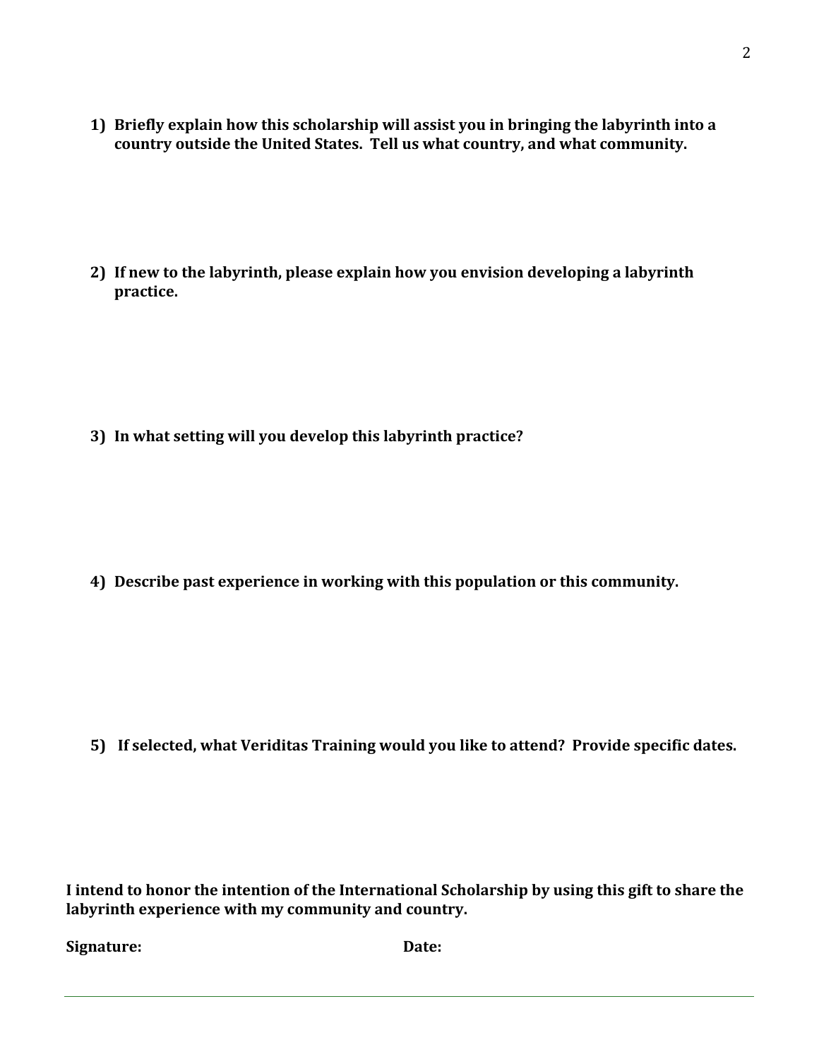**1) Briefly explain how this scholarship will assist you in bringing the labyrinth into a country outside the United States. Tell us what country, and what community.**

**2) If new to the labyrinth, please explain how you envision developing a labyrinth practice.**

**3) In what setting will you develop this labyrinth practice?**

**4) Describe past experience in working with this population or this community.**

**5) If selected, what Veriditas Training would you like to attend? Provide specific dates.**

**I intend to honor the intention of the International Scholarship by using this gift to share the labyrinth experience with my community and country.**

**Signature:** **Date:**